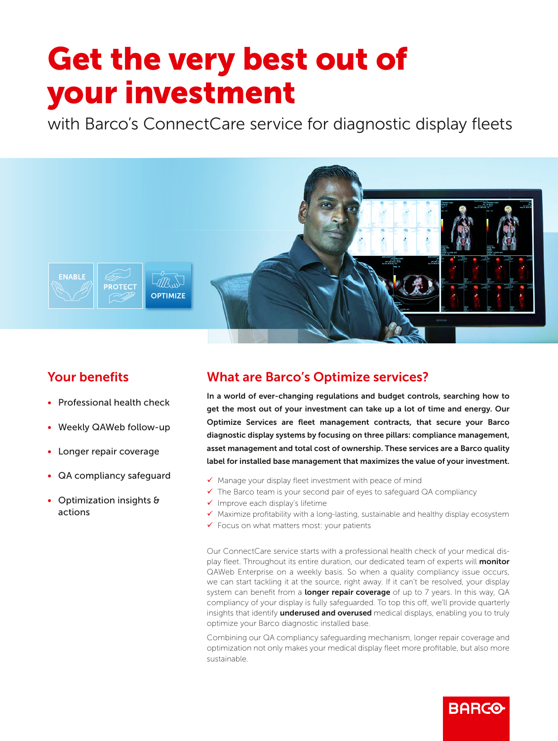# Get the very best out of your investment

with Barco's ConnectCare service for diagnostic display fleets

ENABLE PROTECT OPTIMIZE

## Your benefits

- Professional health check
- Weekly QAWeb follow-up
- Longer repair coverage
- QA compliancy safeguard
- Optimization insights & actions

## What are Barco's Optimize services?

**In a world of ever-changing regulations and budget controls, searching how to get the most out of your investment can take up a lot of time and energy. Our Optimize Services are fleet management contracts, that secure your Barco diagnostic display systems by focusing on three pillars: compliance management, asset management and total cost of ownership. These services are a Barco quality label for installed base management that maximizes the value of your investment.**

- ✓ Manage your display fleet investment with peace of mind
- ✓ The Barco team is your second pair of eyes to safeguard QA compliancy
- ✓ Improve each display's lifetime
- ✓ Maximize profitability with a long-lasting, sustainable and healthy display ecosystem
- ✓ Focus on what matters most: your patients

Our ConnectCare service starts with a professional health check of your medical display fleet. Throughout its entire duration, our dedicated team of experts will **monitor** QAWeb Enterprise on a weekly basis. So when a quality compliancy issue occurs, we can start tackling it at the source, right away. If it can't be resolved, your display system can benefit from a **longer repair coverage** of up to 7 years. In this way, QA compliancy of your display is fully safeguarded. To top this off, we'll provide quarterly insights that identify **underused and overused** medical displays, enabling you to truly optimize your Barco diagnostic installed base.

Combining our QA compliancy safeguarding mechanism, longer repair coverage and optimization not only makes your medical display fleet more profitable, but also more sustainable.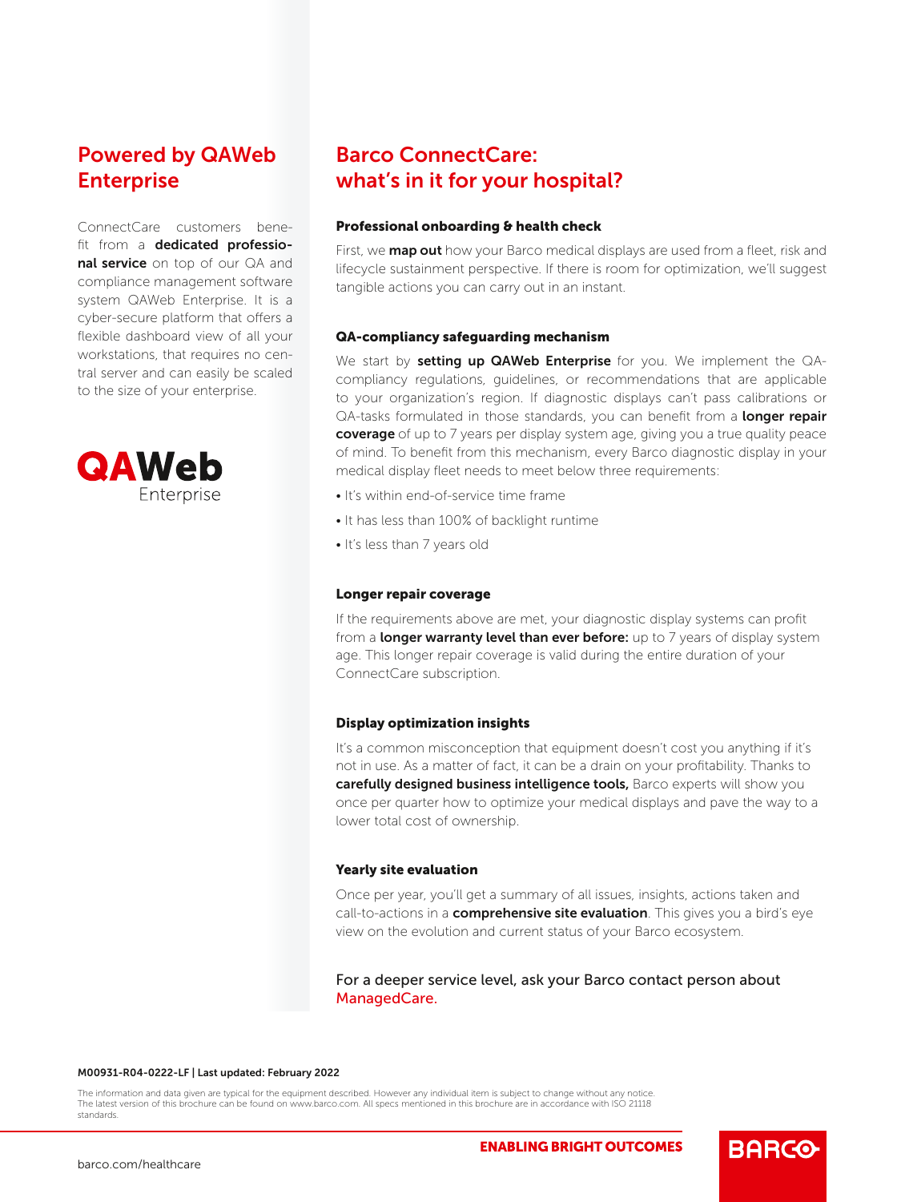## Powered by QAWeb Enterprise

ConnectCare customers benefit from a **dedicated professional service** on top of our QA and compliance management software system QAWeb Enterprise. It is a cyber-secure platform that offers a flexible dashboard view of all your workstations, that requires no central server and can easily be scaled to the size of your enterprise.

QAWeb Enterprise

## Barco ConnectCare: what's in it for your hospital?

### Professional onboarding & health check

First, we **map out** how your Barco medical displays are used from a fleet, risk and lifecycle sustainment perspective. If there is room for optimization, we'll suggest tangible actions you can carry out in an instant.

### QA-compliancy safeguarding mechanism

We start by **setting up QAWeb Enterprise** for you. We implement the QA-compliancy regulations, guidelines, or recommendations that are applicable to your organization's region. If diagnostic displays can't pass calibrations or QA-tasks formulated in those standards, you can benefit from a **longer repair coverage** of up to 7 years per display system age, giving you a true quality peace of mind. To benefit from this mechanism, every Barco diagnostic display in your medical display fleet needs to meet below three requirements:

- It's within end-of-service time frame
- It has less than 100% of backlight runtime
- It's less than 7 years old

### Longer repair coverage

If the requirements above are met, your diagnostic display systems can profit from a **longer warranty level than ever before:** up to 7 years of display system age. This longer repair coverage is valid during the entire duration of your ConnectCare subscription.

### Display optimization insights

It's a common misconception that equipment doesn't cost you anything if it's not in use. As a matter of fact, it can be a drain on your profitability. Thanks to **carefully designed business intelligence tools,** Barco experts will show you once per quarter how to optimize your medical displays and pave the way to a lower total cost of ownership.

### Yearly site evaluation

Once per year, you'll get a summary of all issues, insights, actions taken and call-to-actions in a **comprehensive site evaluation**. This gives you a bird's eye view on the evolution and current status of your Barco ecosystem.

For a deeper service level, ask your Barco contact person about ManagedCare.

**M00931-R04-0222-LF | Last updated: February 2022**

The information and data given are typical for the equipment described. However any individual item is subject to change without any notice. The latest version of this brochure can be found on www.barco.com. All specs mentioned in this brochure are in accordance with ISO 21118 standards.

ENABLING BRIGHT OUTCOMES

barco.com/healthcare